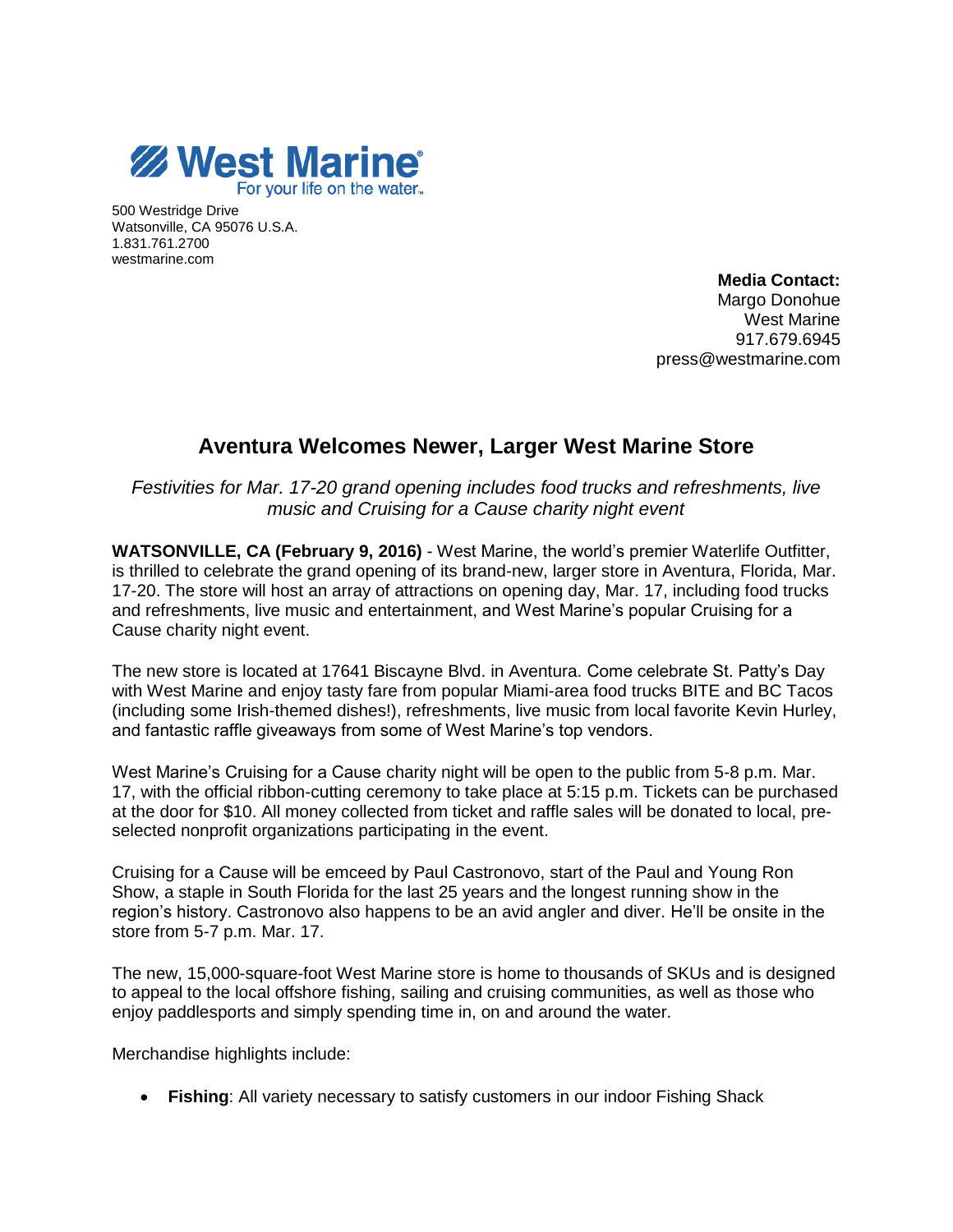**West Marine**
For your life on the water™

500 Westridge Drive
Watsonville, CA 95076 U.S.A.
1.831.761.2700
westmarine.com

**Media Contact:**
Margo Donohue
West Marine
917.679.6945
press@westmarine.com

# Aventura Welcomes Newer, Larger West Marine Store

*Festivities for Mar. 17-20 grand opening includes food trucks and refreshments, live music and Cruising for a Cause charity night event*

**WATSONVILLE, CA (February 9, 2016)** - West Marine, the world's premier Waterlife Outfitter, is thrilled to celebrate the grand opening of its brand-new, larger store in Aventura, Florida, Mar. 17-20. The store will host an array of attractions on opening day, Mar. 17, including food trucks and refreshments, live music and entertainment, and West Marine's popular Cruising for a Cause charity night event.

The new store is located at 17641 Biscayne Blvd. in Aventura. Come celebrate St. Patty's Day with West Marine and enjoy tasty fare from popular Miami-area food trucks BITE and BC Tacos (including some Irish-themed dishes!), refreshments, live music from local favorite Kevin Hurley, and fantastic raffle giveaways from some of West Marine's top vendors.

West Marine's Cruising for a Cause charity night will be open to the public from 5-8 p.m. Mar. 17, with the official ribbon-cutting ceremony to take place at 5:15 p.m. Tickets can be purchased at the door for $10. All money collected from ticket and raffle sales will be donated to local, pre-selected nonprofit organizations participating in the event.

Cruising for a Cause will be emceed by Paul Castronovo, start of the Paul and Young Ron Show, a staple in South Florida for the last 25 years and the longest running show in the region's history. Castronovo also happens to be an avid angler and diver. He'll be onsite in the store from 5-7 p.m. Mar. 17.

The new, 15,000-square-foot West Marine store is home to thousands of SKUs and is designed to appeal to the local offshore fishing, sailing and cruising communities, as well as those who enjoy paddlesports and simply spending time in, on and around the water.

Merchandise highlights include:

- **Fishing**: All variety necessary to satisfy customers in our indoor Fishing Shack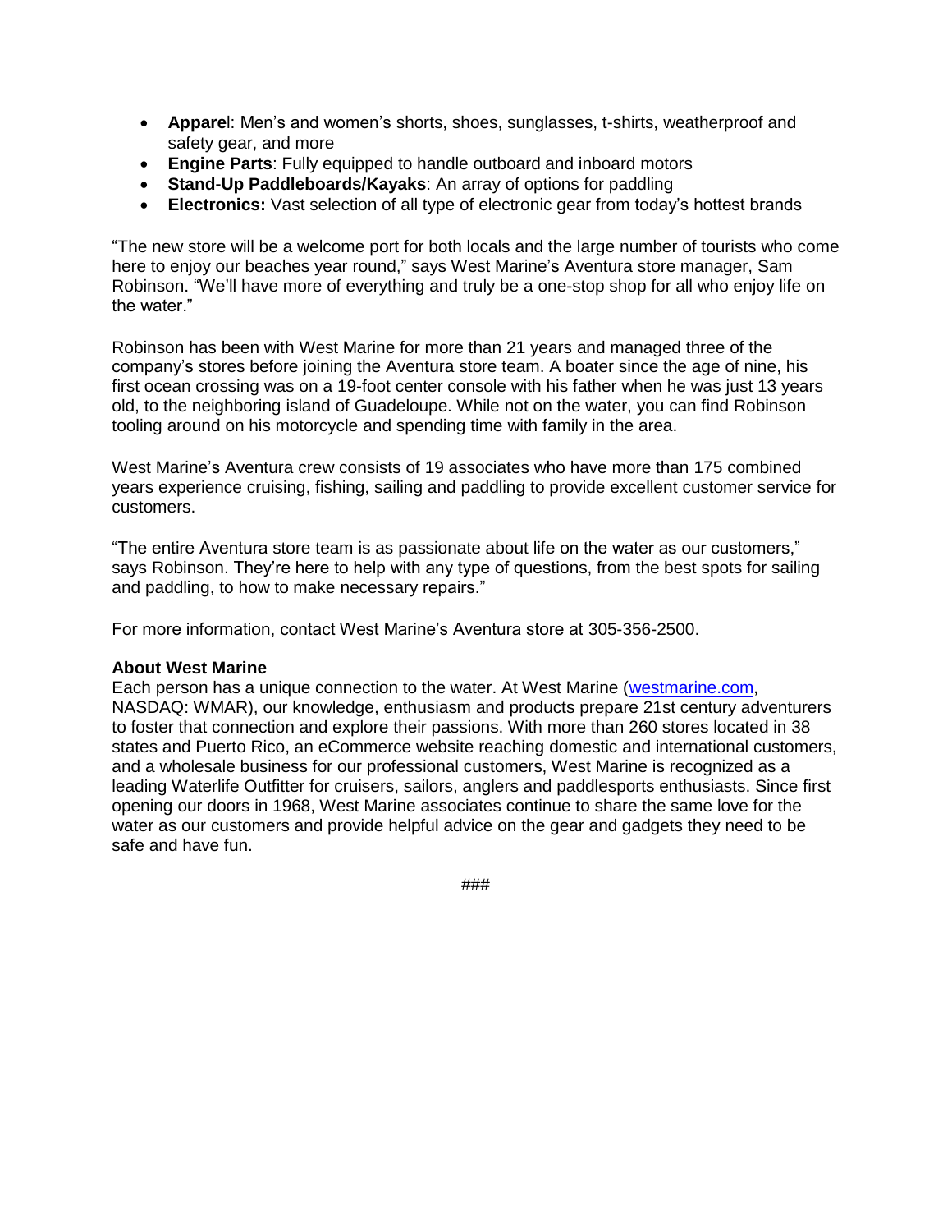- **Apparel**: Men's and women's shorts, shoes, sunglasses, t-shirts, weatherproof and safety gear, and more
- **Engine Parts**: Fully equipped to handle outboard and inboard motors
- **Stand-Up Paddleboards/Kayaks**: An array of options for paddling
- **Electronics:** Vast selection of all type of electronic gear from today's hottest brands

"The new store will be a welcome port for both locals and the large number of tourists who come here to enjoy our beaches year round," says West Marine's Aventura store manager, Sam Robinson. "We'll have more of everything and truly be a one-stop shop for all who enjoy life on the water."

Robinson has been with West Marine for more than 21 years and managed three of the company's stores before joining the Aventura store team. A boater since the age of nine, his first ocean crossing was on a 19-foot center console with his father when he was just 13 years old, to the neighboring island of Guadeloupe. While not on the water, you can find Robinson tooling around on his motorcycle and spending time with family in the area.

West Marine's Aventura crew consists of 19 associates who have more than 175 combined years experience cruising, fishing, sailing and paddling to provide excellent customer service for customers.

"The entire Aventura store team is as passionate about life on the water as our customers," says Robinson. They're here to help with any type of questions, from the best spots for sailing and paddling, to how to make necessary repairs."

For more information, contact West Marine's Aventura store at 305-356-2500.

**About West Marine**
Each person has a unique connection to the water. At West Marine (westmarine.com, NASDAQ: WMAR), our knowledge, enthusiasm and products prepare 21st century adventurers to foster that connection and explore their passions. With more than 260 stores located in 38 states and Puerto Rico, an eCommerce website reaching domestic and international customers, and a wholesale business for our professional customers, West Marine is recognized as a leading Waterlife Outfitter for cruisers, sailors, anglers and paddlesports enthusiasts. Since first opening our doors in 1968, West Marine associates continue to share the same love for the water as our customers and provide helpful advice on the gear and gadgets they need to be safe and have fun.

###